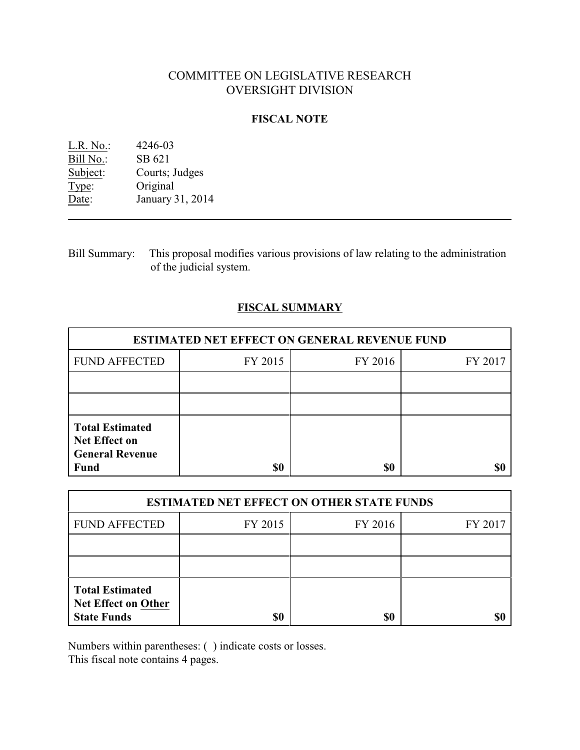# COMMITTEE ON LEGISLATIVE RESEARCH
# OVERSIGHT DIVISION

## FISCAL NOTE

L.R. No.: 4246-03
Bill No.: SB 621
Subject: Courts; Judges
Type: Original
Date: January 31, 2014

---

Bill Summary: This proposal modifies various provisions of law relating to the administration of the judicial system.

## FISCAL SUMMARY

| ESTIMATED NET EFFECT ON GENERAL REVENUE FUND | | | |
|---|---|---|---|
| FUND AFFECTED | FY 2015 | FY 2016 | FY 2017 |
| | | | |
| | | | |
| **Total Estimated Net Effect on General Revenue Fund** | **$0** | **$0** | **$0** |

| ESTIMATED NET EFFECT ON OTHER STATE FUNDS | | | |
|---|---|---|---|
| FUND AFFECTED | FY 2015 | FY 2016 | FY 2017 |
| | | | |
| | | | |
| **Total Estimated Net Effect on Other State Funds** | **$0** | **$0** | **$0** |

Numbers within parentheses: ( ) indicate costs or losses.
This fiscal note contains 4 pages.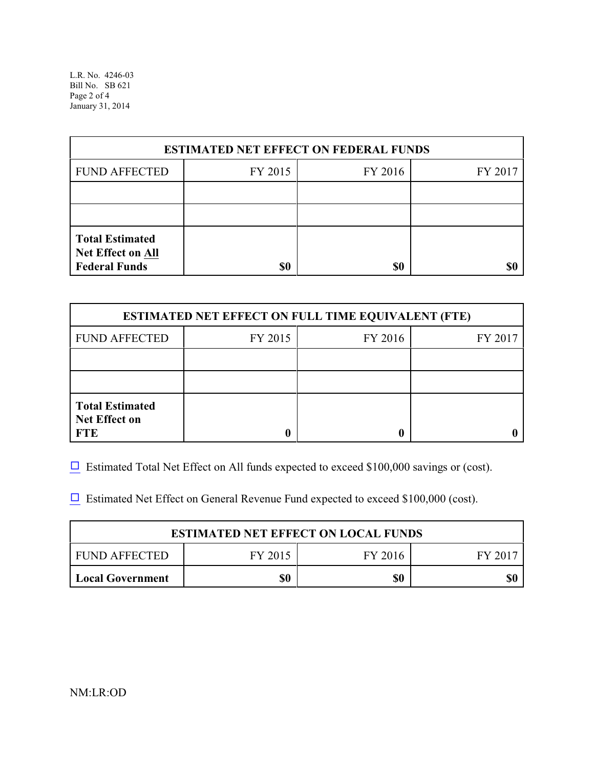| ESTIMATED NET EFFECT ON FEDERAL FUNDS | | | |
|---|---|---|---|
| FUND AFFECTED | FY 2015 | FY 2016 | FY 2017 |
| | | | |
| | | | |
| **Total Estimated Net Effect on All Federal Funds** | **$0** | **$0** | **$0** |

| ESTIMATED NET EFFECT ON FULL TIME EQUIVALENT (FTE) | | | |
|---|---|---|---|
| FUND AFFECTED | FY 2015 | FY 2016 | FY 2017 |
| | | | |
| | | | |
| **Total Estimated Net Effect on FTE** | **0** | **0** | **0** |

☐ Estimated Total Net Effect on All funds expected to exceed $100,000 savings or (cost).

☐ Estimated Net Effect on General Revenue Fund expected to exceed $100,000 (cost).

| ESTIMATED NET EFFECT ON LOCAL FUNDS | | | |
|---|---|---|---|
| FUND AFFECTED | FY 2015 | FY 2016 | FY 2017 |
| **Local Government** | **$0** | **$0** | **$0** |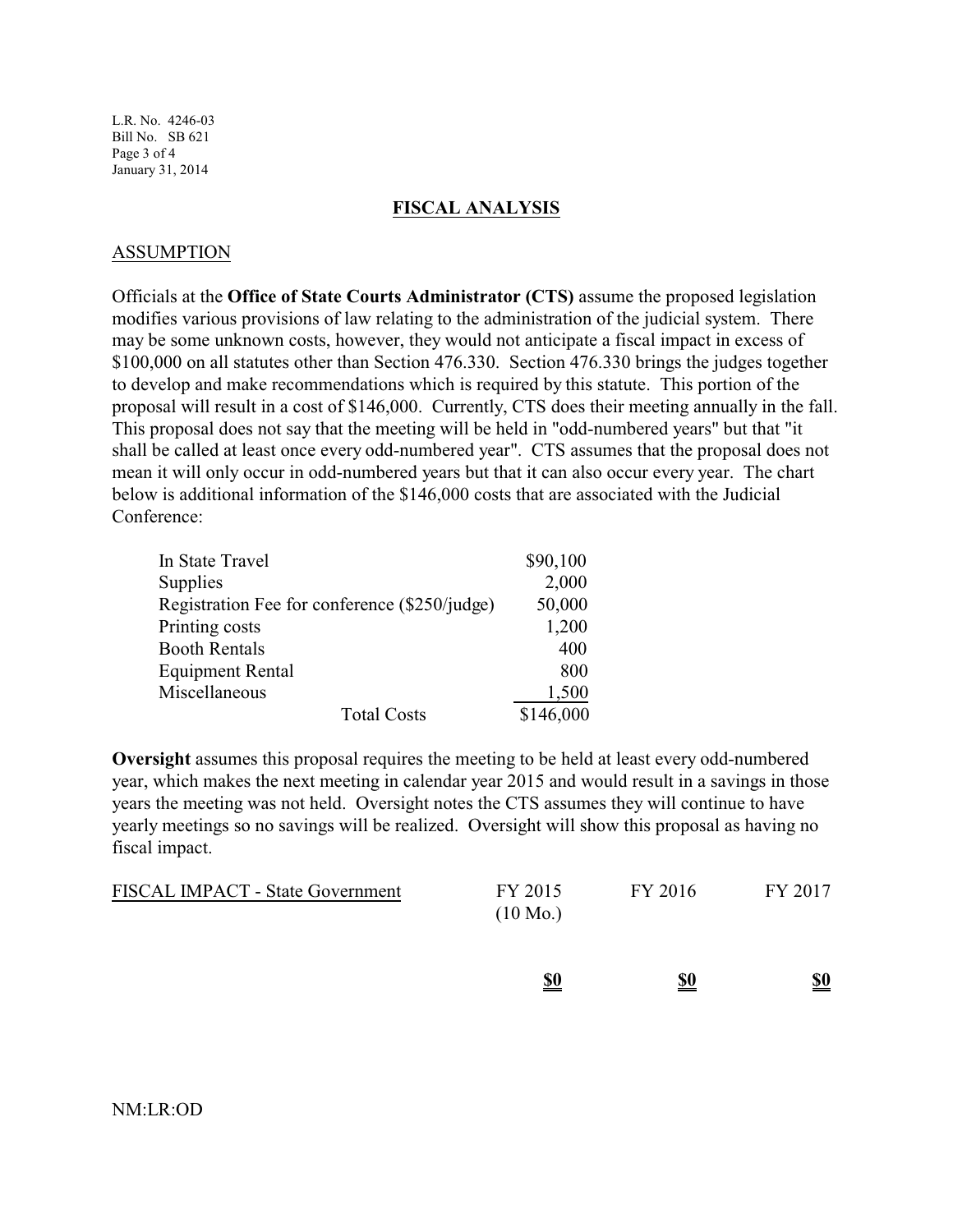## FISCAL ANALYSIS

### ASSUMPTION

Officials at the **Office of State Courts Administrator (CTS)** assume the proposed legislation modifies various provisions of law relating to the administration of the judicial system. There may be some unknown costs, however, they would not anticipate a fiscal impact in excess of $100,000 on all statutes other than Section 476.330. Section 476.330 brings the judges together to develop and make recommendations which is required by this statute. This portion of the proposal will result in a cost of $146,000. Currently, CTS does their meeting annually in the fall. This proposal does not say that the meeting will be held in "odd-numbered years" but that "it shall be called at least once every odd-numbered year". CTS assumes that the proposal does not mean it will only occur in odd-numbered years but that it can also occur every year. The chart below is additional information of the $146,000 costs that are associated with the Judicial Conference:

| Item | Cost |
|---|---|
| In State Travel | $90,100 |
| Supplies | 2,000 |
| Registration Fee for conference ($250/judge) | 50,000 |
| Printing costs | 1,200 |
| Booth Rentals | 400 |
| Equipment Rental | 800 |
| Miscellaneous | 1,500 |
| Total Costs | $146,000 |

**Oversight** assumes this proposal requires the meeting to be held at least every odd-numbered year, which makes the next meeting in calendar year 2015 and would result in a savings in those years the meeting was not held. Oversight notes the CTS assumes they will continue to have yearly meetings so no savings will be realized. Oversight will show this proposal as having no fiscal impact.

| FISCAL IMPACT - State Government | FY 2015 (10 Mo.) | FY 2016 | FY 2017 |
|---|---|---|---|
| | **$0** | **$0** | **$0** |

NM:LR:OD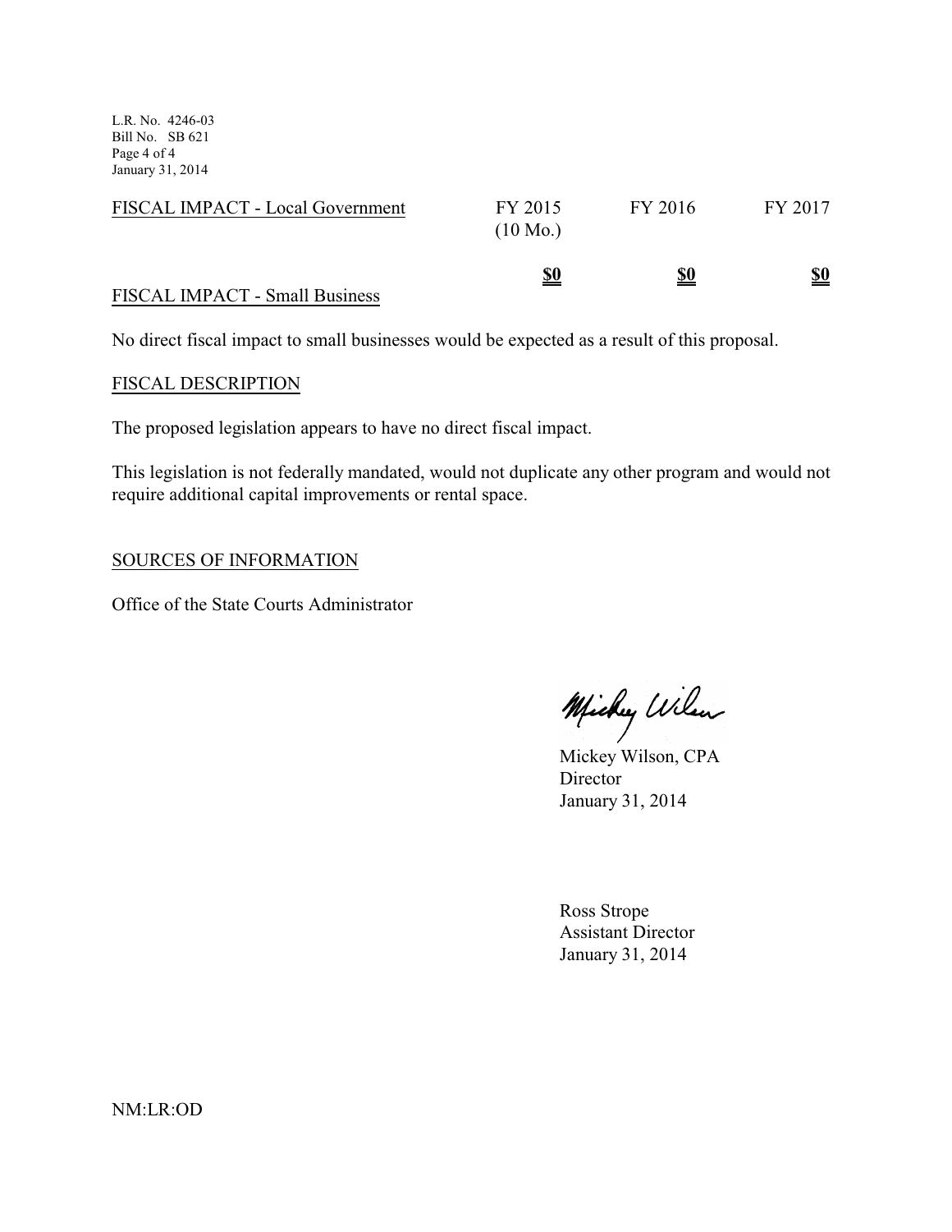| FISCAL IMPACT - Local Government | FY 2015 (10 Mo.) | FY 2016 | FY 2017 |
|---|---|---|---|
| | **$0** | **$0** | **$0** |

FISCAL IMPACT - Small Business

No direct fiscal impact to small businesses would be expected as a result of this proposal.

FISCAL DESCRIPTION

The proposed legislation appears to have no direct fiscal impact.

This legislation is not federally mandated, would not duplicate any other program and would not require additional capital improvements or rental space.

SOURCES OF INFORMATION

Office of the State Courts Administrator

Mickey Wilson, CPA
Director
January 31, 2014

Ross Strope
Assistant Director
January 31, 2014

NM:LR:OD